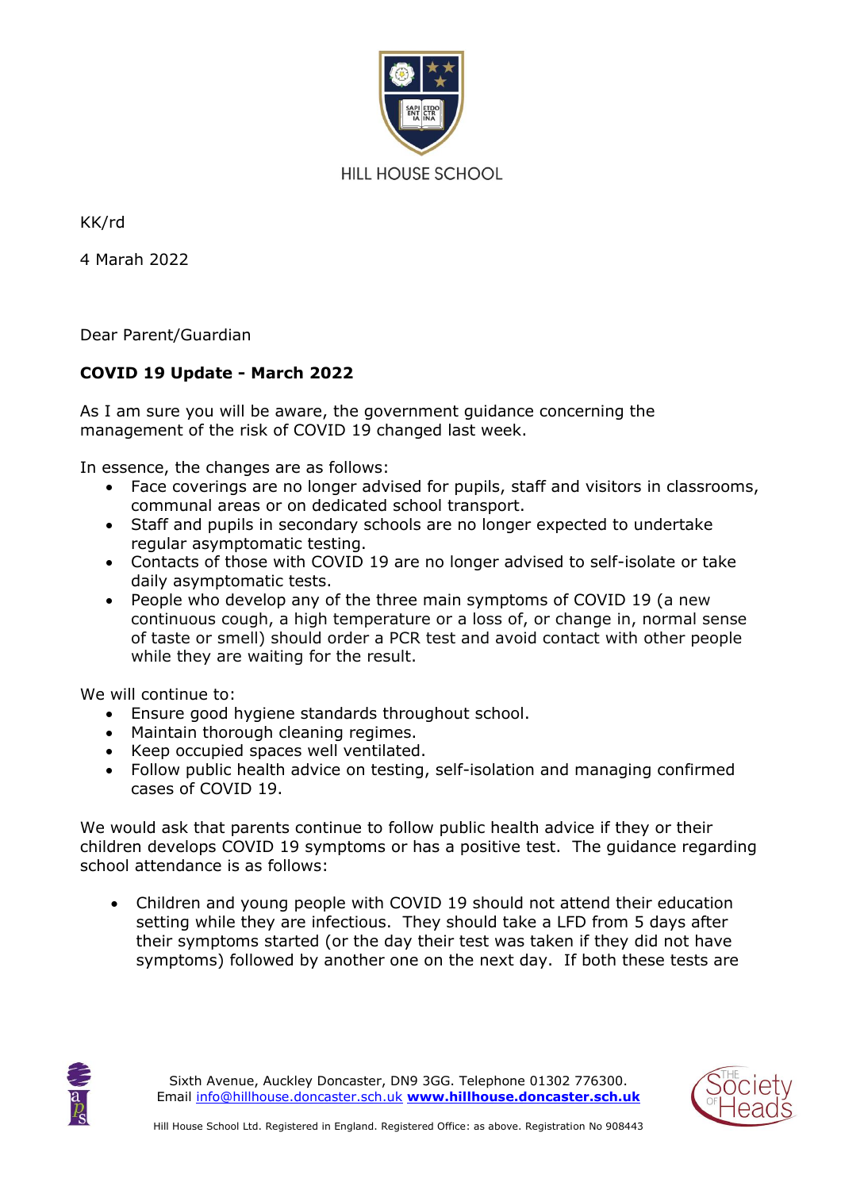HILL HOUSE SCHOOL

KK/rd

4 Marah 2022

Dear Parent/Guardian

**COVID 19 Update - March 2022**

As I am sure you will be aware, the government guidance concerning the management of the risk of COVID 19 changed last week.

In essence, the changes are as follows:

- Face coverings are no longer advised for pupils, staff and visitors in classrooms, communal areas or on dedicated school transport.
- Staff and pupils in secondary schools are no longer expected to undertake regular asymptomatic testing.
- Contacts of those with COVID 19 are no longer advised to self-isolate or take daily asymptomatic tests.
- People who develop any of the three main symptoms of COVID 19 (a new continuous cough, a high temperature or a loss of, or change in, normal sense of taste or smell) should order a PCR test and avoid contact with other people while they are waiting for the result.

We will continue to:

- Ensure good hygiene standards throughout school.
- Maintain thorough cleaning regimes.
- Keep occupied spaces well ventilated.
- Follow public health advice on testing, self-isolation and managing confirmed cases of COVID 19.

We would ask that parents continue to follow public health advice if they or their children develops COVID 19 symptoms or has a positive test. The guidance regarding school attendance is as follows:

- Children and young people with COVID 19 should not attend their education setting while they are infectious. They should take a LFD from 5 days after their symptoms started (or the day their test was taken if they did not have symptoms) followed by another one on the next day. If both these tests are

Sixth Avenue, Auckley Doncaster, DN9 3GG. Telephone 01302 776300.
Email info@hillhouse.doncaster.sch.uk **www.hillhouse.doncaster.sch.uk**

Hill House School Ltd. Registered in England. Registered Office: as above. Registration No 908443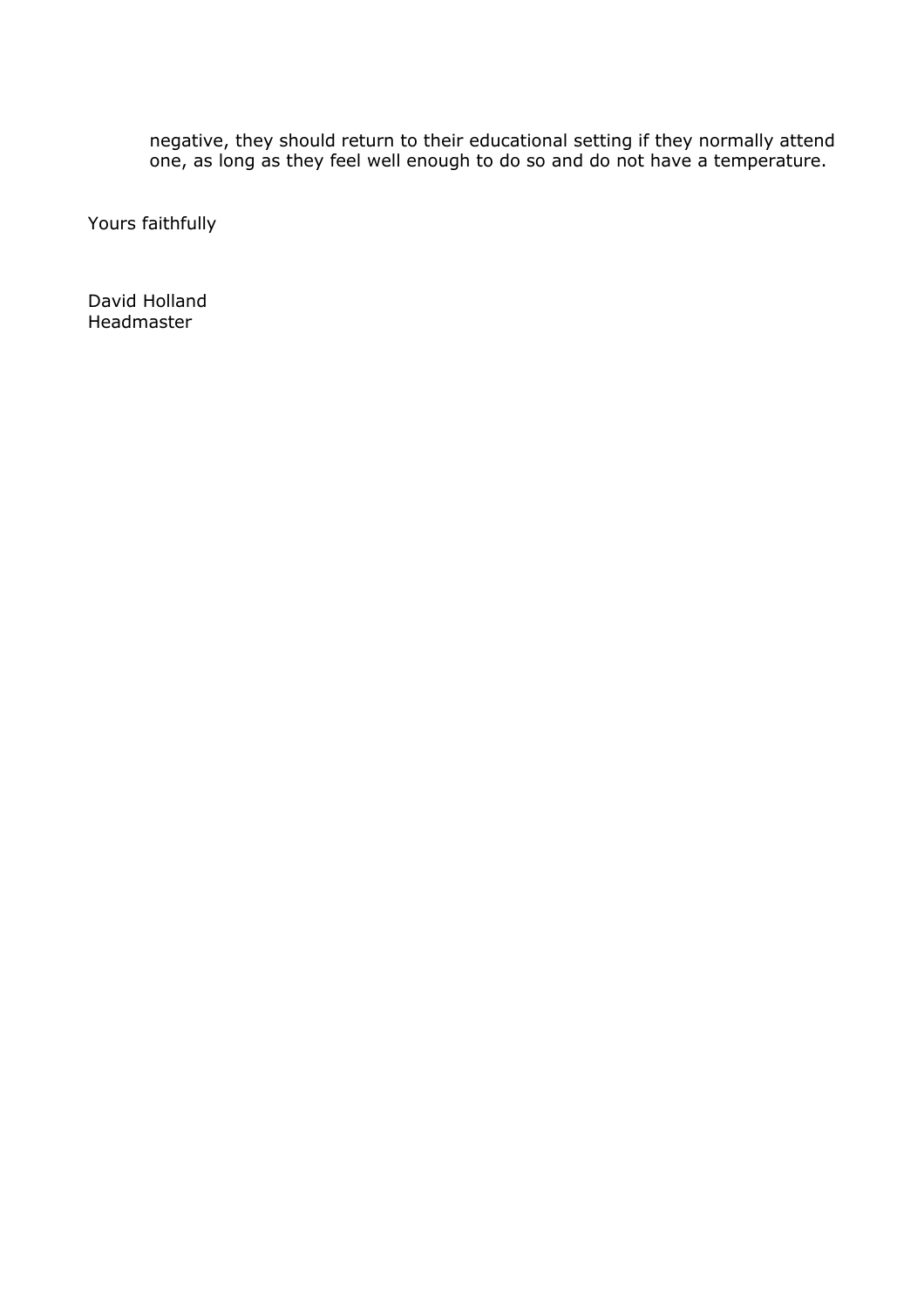negative, they should return to their educational setting if they normally attend one, as long as they feel well enough to do so and do not have a temperature.

Yours faithfully

David Holland
Headmaster